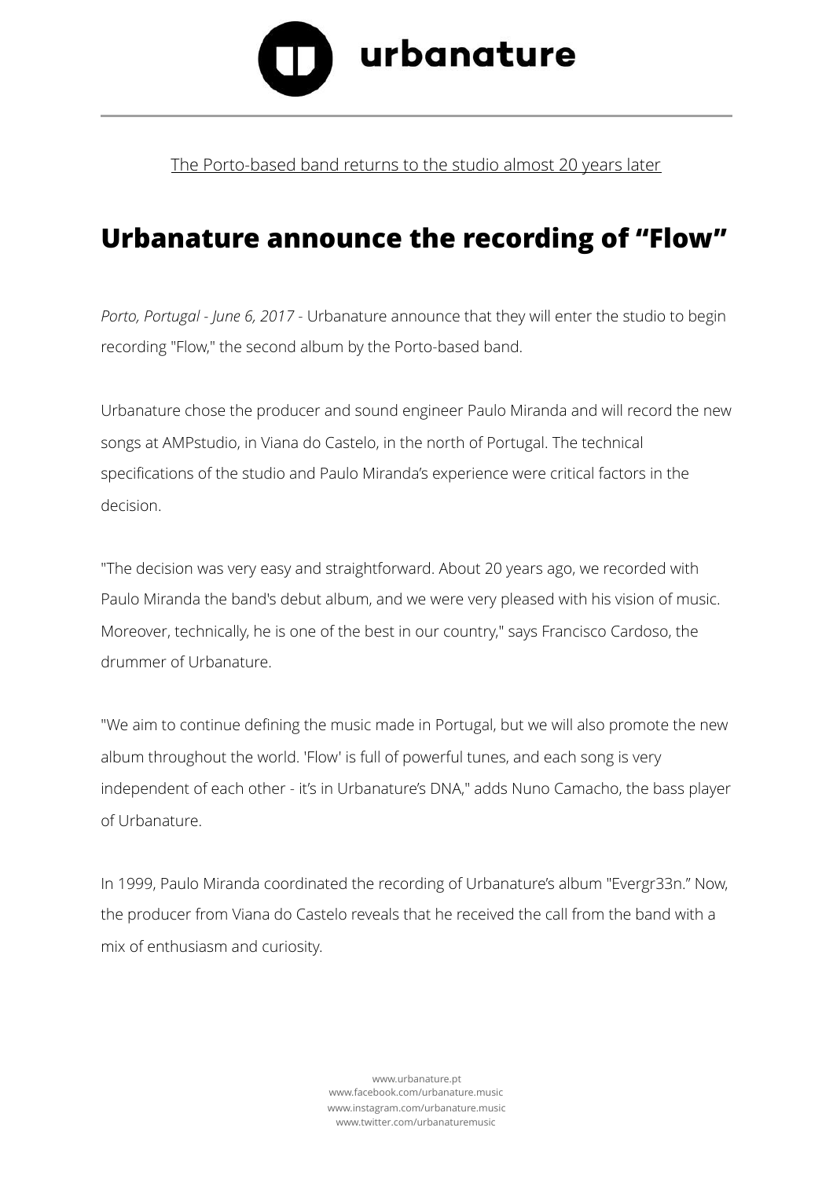urbanature

The Porto-based band returns to the studio almost 20 years later

# Urbanature announce the recording of “Flow”

*Porto, Portugal - June 6, 2017* - Urbanature announce that they will enter the studio to begin recording "Flow," the second album by the Porto-based band.

Urbanature chose the producer and sound engineer Paulo Miranda and will record the new songs at AMPstudio, in Viana do Castelo, in the north of Portugal. The technical specifications of the studio and Paulo Miranda’s experience were critical factors in the decision.

"The decision was very easy and straightforward. About 20 years ago, we recorded with Paulo Miranda the band's debut album, and we were very pleased with his vision of music. Moreover, technically, he is one of the best in our country," says Francisco Cardoso, the drummer of Urbanature.

"We aim to continue defining the music made in Portugal, but we will also promote the new album throughout the world. 'Flow' is full of powerful tunes, and each song is very independent of each other - it’s in Urbanature’s DNA," adds Nuno Camacho, the bass player of Urbanature.

In 1999, Paulo Miranda coordinated the recording of Urbanature’s album "Evergr33n.” Now, the producer from Viana do Castelo reveals that he received the call from the band with a mix of enthusiasm and curiosity.

www.urbanature.pt
www.facebook.com/urbanature.music
www.instagram.com/urbanature.music
www.twitter.com/urbanaturemusic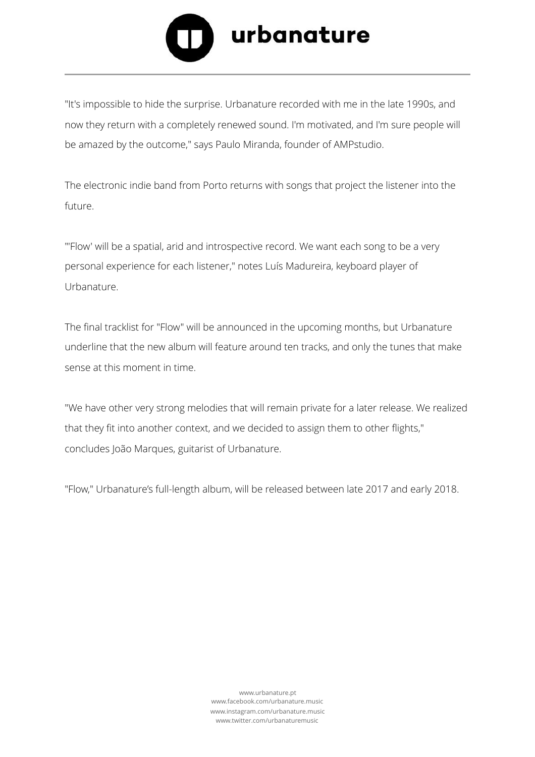"It's impossible to hide the surprise. Urbanature recorded with me in the late 1990s, and now they return with a completely renewed sound. I'm motivated, and I'm sure people will be amazed by the outcome," says Paulo Miranda, founder of AMPstudio.

The electronic indie band from Porto returns with songs that project the listener into the future.

"'Flow' will be a spatial, arid and introspective record. We want each song to be a very personal experience for each listener," notes Luís Madureira, keyboard player of Urbanature.

The final tracklist for "Flow" will be announced in the upcoming months, but Urbanature underline that the new album will feature around ten tracks, and only the tunes that make sense at this moment in time.

"We have other very strong melodies that will remain private for a later release. We realized that they fit into another context, and we decided to assign them to other flights," concludes João Marques, guitarist of Urbanature.

"Flow," Urbanature's full-length album, will be released between late 2017 and early 2018.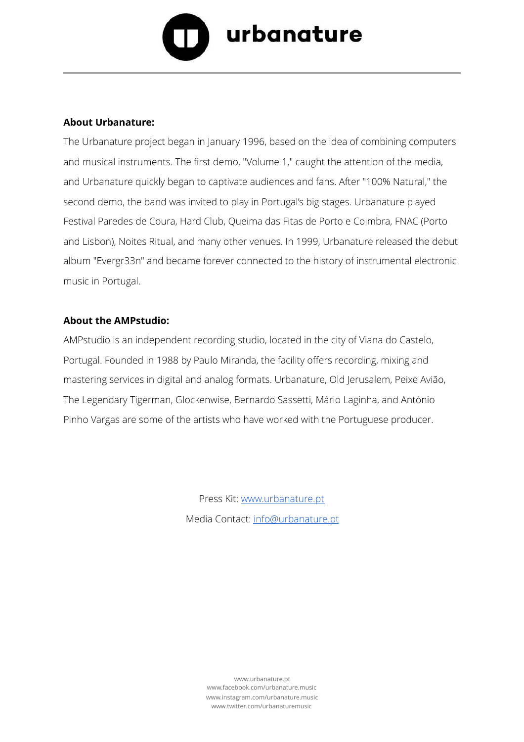urbanature

**About Urbanature:**

The Urbanature project began in January 1996, based on the idea of combining computers and musical instruments. The first demo, "Volume 1," caught the attention of the media, and Urbanature quickly began to captivate audiences and fans. After "100% Natural," the second demo, the band was invited to play in Portugal's big stages. Urbanature played Festival Paredes de Coura, Hard Club, Queima das Fitas de Porto e Coimbra, FNAC (Porto and Lisbon), Noites Ritual, and many other venues. In 1999, Urbanature released the debut album "Evergr33n" and became forever connected to the history of instrumental electronic music in Portugal.

**About the AMPstudio:**

AMPstudio is an independent recording studio, located in the city of Viana do Castelo, Portugal. Founded in 1988 by Paulo Miranda, the facility offers recording, mixing and mastering services in digital and analog formats. Urbanature, Old Jerusalem, Peixe Avião, The Legendary Tigerman, Glockenwise, Bernardo Sassetti, Mário Laginha, and António Pinho Vargas are some of the artists who have worked with the Portuguese producer.

Press Kit: [www.urbanature.pt](http://www.urbanature.pt)

Media Contact: [info@urbanature.pt](mailto:info@urbanature.pt)

www.urbanature.pt
www.facebook.com/urbanature.music
www.instagram.com/urbanature.music
www.twitter.com/urbanaturemusic